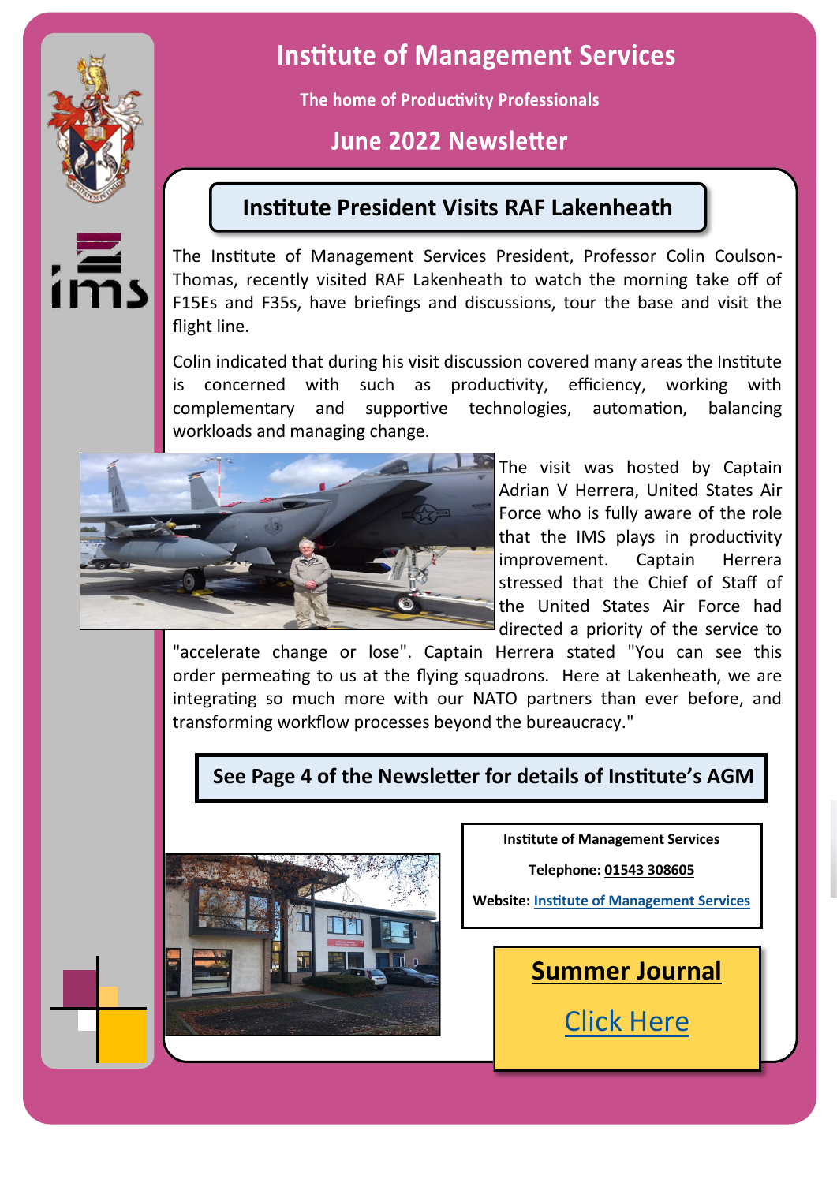# Institute of Management Services

**The home of Productivity Professionals**

## June 2022 Newsletter

### Institute President Visits RAF Lakenheath

The Institute of Management Services President, Professor Colin Coulson-Thomas, recently visited RAF Lakenheath to watch the morning take off of F15Es and F35s, have briefings and discussions, tour the base and visit the flight line.

Colin indicated that during his visit discussion covered many areas the Institute is concerned with such as productivity, efficiency, working with complementary and supportive technologies, automation, balancing workloads and managing change.

The visit was hosted by Captain Adrian V Herrera, United States Air Force who is fully aware of the role that the IMS plays in productivity improvement. Captain Herrera stressed that the Chief of Staff of the United States Air Force had directed a priority of the service to "accelerate change or lose". Captain Herrera stated "You can see this order permeating to us at the flying squadrons. Here at Lakenheath, we are integrating so much more with our NATO partners than ever before, and transforming workflow processes beyond the bureaucracy."

**See Page 4 of the Newsletter for details of Institute's AGM**

**Institute of Management Services**

**Telephone: 01543 308605**

**Website: [Institute of Management Services]()**

## Summer Journal

[Click Here]()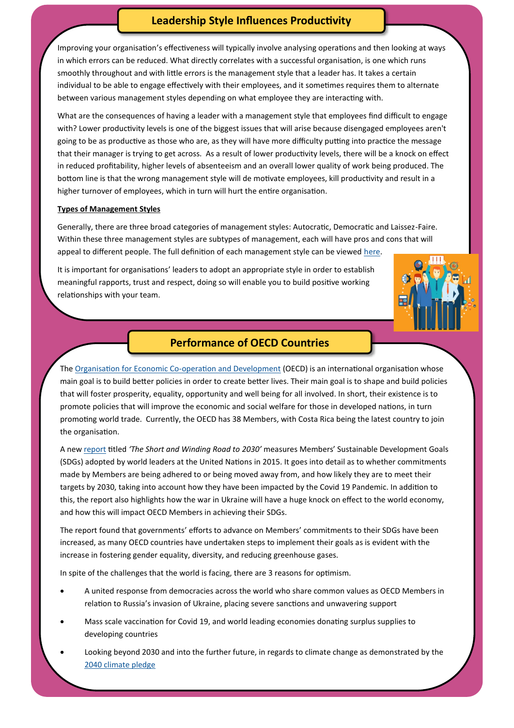## Leadership Style Influences Productivity

Improving your organisation's effectiveness will typically involve analysing operations and then looking at ways in which errors can be reduced. What directly correlates with a successful organisation, is one which runs smoothly throughout and with little errors is the management style that a leader has. It takes a certain individual to be able to engage effectively with their employees, and it sometimes requires them to alternate between various management styles depending on what employee they are interacting with.

What are the consequences of having a leader with a management style that employees find difficult to engage with? Lower productivity levels is one of the biggest issues that will arise because disengaged employees aren't going to be as productive as those who are, as they will have more difficulty putting into practice the message that their manager is trying to get across. As a result of lower productivity levels, there will be a knock on effect in reduced profitability, higher levels of absenteeism and an overall lower quality of work being produced. The bottom line is that the wrong management style will de motivate employees, kill productivity and result in a higher turnover of employees, which in turn will hurt the entire organisation.

**Types of Management Styles**

Generally, there are three broad categories of management styles: Autocratic, Democratic and Laissez-Faire. Within these three management styles are subtypes of management, each will have pros and cons that will appeal to different people. The full definition of each management style can be viewed here.

It is important for organisations' leaders to adopt an appropriate style in order to establish meaningful rapports, trust and respect, doing so will enable you to build positive working relationships with your team.

## Performance of OECD Countries

The Organisation for Economic Co-operation and Development (OECD) is an international organisation whose main goal is to build better policies in order to create better lives. Their main goal is to shape and build policies that will foster prosperity, equality, opportunity and well being for all involved. In short, their existence is to promote policies that will improve the economic and social welfare for those in developed nations, in turn promoting world trade. Currently, the OECD has 38 Members, with Costa Rica being the latest country to join the organisation.

A new report titled *'The Short and Winding Road to 2030'* measures Members' Sustainable Development Goals (SDGs) adopted by world leaders at the United Nations in 2015. It goes into detail as to whether commitments made by Members are being adhered to or being moved away from, and how likely they are to meet their targets by 2030, taking into account how they have been impacted by the Covid 19 Pandemic. In addition to this, the report also highlights how the war in Ukraine will have a huge knock on effect to the world economy, and how this will impact OECD Members in achieving their SDGs.

The report found that governments' efforts to advance on Members' commitments to their SDGs have been increased, as many OECD countries have undertaken steps to implement their goals as is evident with the increase in fostering gender equality, diversity, and reducing greenhouse gases.

In spite of the challenges that the world is facing, there are 3 reasons for optimism.

- A united response from democracies across the world who share common values as OECD Members in relation to Russia's invasion of Ukraine, placing severe sanctions and unwavering support
- Mass scale vaccination for Covid 19, and world leading economies donating surplus supplies to developing countries
- Looking beyond 2030 and into the further future, in regards to climate change as demonstrated by the 2040 climate pledge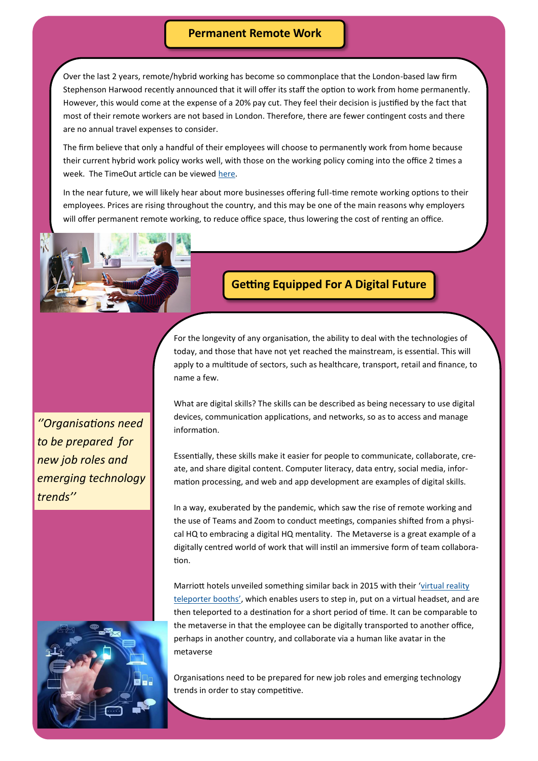## Permanent Remote Work

Over the last 2 years, remote/hybrid working has become so commonplace that the London-based law firm Stephenson Harwood recently announced that it will offer its staff the option to work from home permanently. However, this would come at the expense of a 20% pay cut. They feel their decision is justified by the fact that most of their remote workers are not based in London. Therefore, there are fewer contingent costs and there are no annual travel expenses to consider.

The firm believe that only a handful of their employees will choose to permanently work from home because their current hybrid work policy works well, with those on the working policy coming into the office 2 times a week. The TimeOut article can be viewed here.

In the near future, we will likely hear about more businesses offering full-time remote working options to their employees. Prices are rising throughout the country, and this may be one of the main reasons why employers will offer permanent remote working, to reduce office space, thus lowering the cost of renting an office.

## Getting Equipped For A Digital Future

For the longevity of any organisation, the ability to deal with the technologies of today, and those that have not yet reached the mainstream, is essential. This will apply to a multitude of sectors, such as healthcare, transport, retail and finance, to name a few.

What are digital skills? The skills can be described as being necessary to use digital devices, communication applications, and networks, so as to access and manage information.

Essentially, these skills make it easier for people to communicate, collaborate, create, and share digital content. Computer literacy, data entry, social media, information processing, and web and app development are examples of digital skills.

*''Organisations need to be prepared for new job roles and emerging technology trends''*

In a way, exuberated by the pandemic, which saw the rise of remote working and the use of Teams and Zoom to conduct meetings, companies shifted from a physical HQ to embracing a digital HQ mentality. The Metaverse is a great example of a digitally centred world of work that will instil an immersive form of team collaboration.

Marriott hotels unveiled something similar back in 2015 with their 'virtual reality teleporter booths', which enables users to step in, put on a virtual headset, and are then teleported to a destination for a short period of time. It can be comparable to the metaverse in that the employee can be digitally transported to another office, perhaps in another country, and collaborate via a human like avatar in the metaverse

Organisations need to be prepared for new job roles and emerging technology trends in order to stay competitive.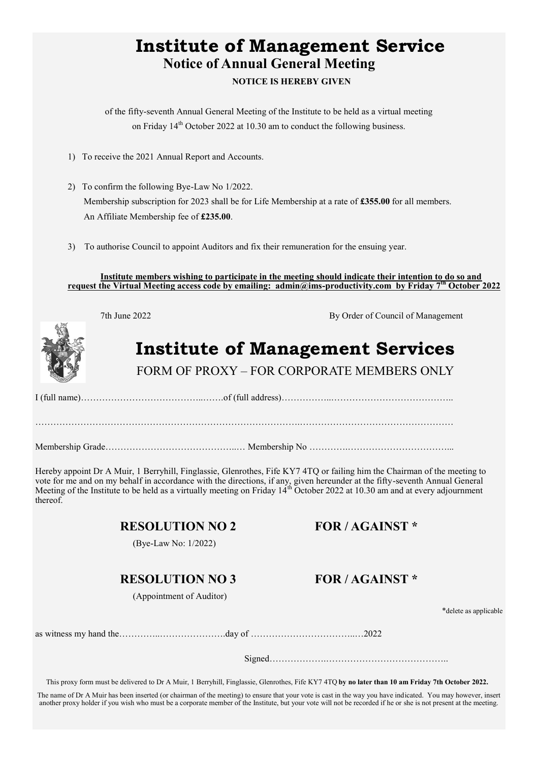# Institute of Management Service

## Notice of Annual General Meeting

**NOTICE IS HEREBY GIVEN**

of the fifty-seventh Annual General Meeting of the Institute to be held as a virtual meeting on Friday 14th October 2022 at 10.30 am to conduct the following business.

1) To receive the 2021 Annual Report and Accounts.

2) To confirm the following Bye-Law No 1/2022.
   Membership subscription for 2023 shall be for Life Membership at a rate of **£355.00** for all members.
   An Affiliate Membership fee of **£235.00**.

3) To authorise Council to appoint Auditors and fix their remuneration for the ensuing year.

**Institute members wishing to participate in the meeting should indicate their intention to do so and request the Virtual Meeting access code by emailing: admin@ims-productivity.com by Friday 7th October 2022**

7th June 2022 By Order of Council of Management

# Institute of Management Services

FORM OF PROXY – FOR CORPORATE MEMBERS ONLY

I (full name)……………………………………..…….of (full address)……………..…………………………………..

…………………………………………………………………………….…………………………………………………

Membership Grade……………………………………..… Membership No ………….……………………………...

Hereby appoint Dr A Muir, 1 Berryhill, Finglassie, Glenrothes, Fife KY7 4TQ or failing him the Chairman of the meeting to vote for me and on my behalf in accordance with the directions, if any, given hereunder at the fifty-seventh Annual General Meeting of the Institute to be held as a virtually meeting on Friday 14th October 2022 at 10.30 am and at every adjournment thereof.

**RESOLUTION NO 2** **FOR / AGAINST \***
(Bye-Law No: 1/2022)

**RESOLUTION NO 3** **FOR / AGAINST \***
(Appointment of Auditor)

\*delete as applicable

as witness my hand the…………..………………….day of ……………………………..…2022

Signed……………….…………………………………..

This proxy form must be delivered to Dr A Muir, 1 Berryhill, Finglassie, Glenrothes, Fife KY7 4TQ **by no later than 10 am Friday 7th October 2022.**

The name of Dr A Muir has been inserted (or chairman of the meeting) to ensure that your vote is cast in the way you have indicated. You may however, insert another proxy holder if you wish who must be a corporate member of the Institute, but your vote will not be recorded if he or she is not present at the meeting.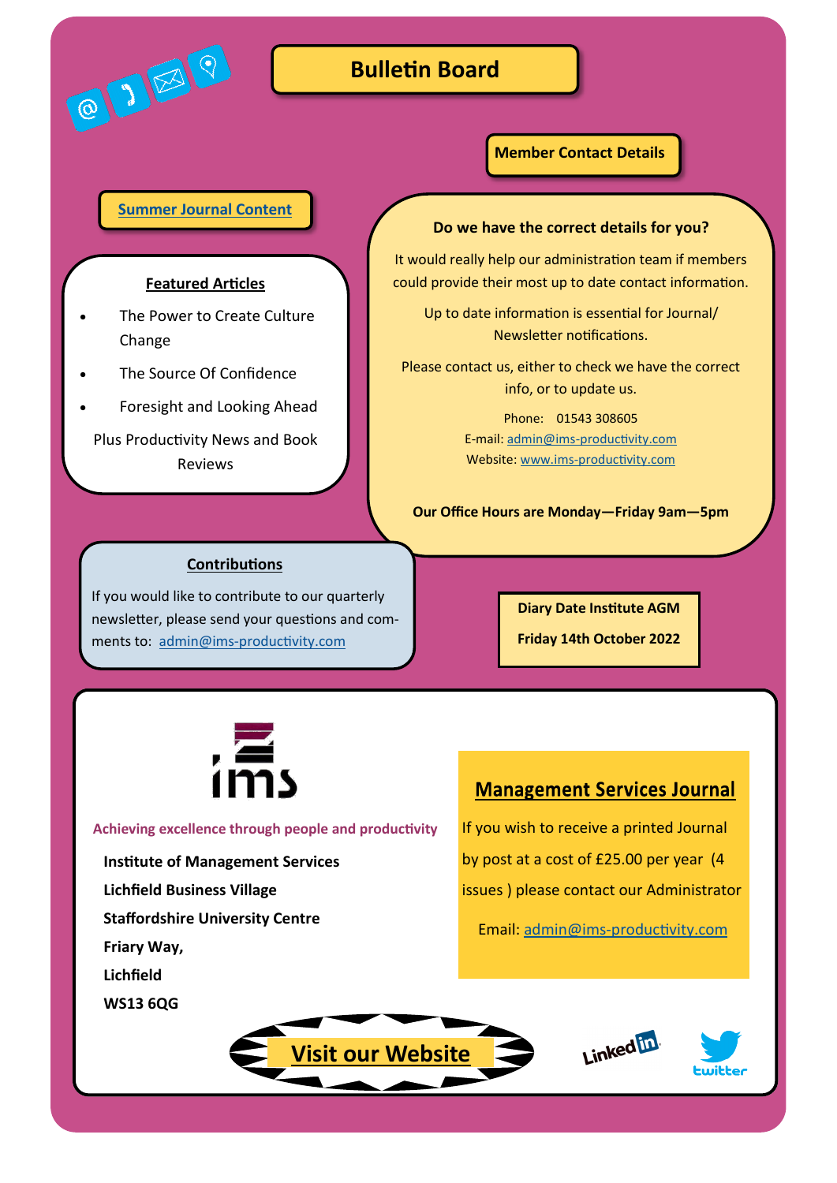# Bulletin Board

## Member Contact Details

### Do we have the correct details for you?

It would really help our administration team if members could provide their most up to date contact information.

Up to date information is essential for Journal/ Newsletter notifications.

Please contact us, either to check we have the correct info, or to update us.

Phone: 01543 308605
E-mail: admin@ims-productivity.com
Website: www.ims-productivity.com

**Our Office Hours are Monday—Friday 9am—5pm**

## Summer Journal Content

**Featured Articles**

- The Power to Create Culture Change
- The Source Of Confidence
- Foresight and Looking Ahead

Plus Productivity News and Book Reviews

## Contributions

If you would like to contribute to our quarterly newsletter, please send your questions and comments to: admin@ims-productivity.com

**Diary Date Institute AGM**

**Friday 14th October 2022**

---

ims

Achieving excellence through people and productivity

**Institute of Management Services**
**Lichfield Business Village**
**Staffordshire University Centre**
**Friary Way,**
**Lichfield**
**WS13 6QG**

## Management Services Journal

If you wish to receive a printed Journal by post at a cost of £25.00 per year (4 issues ) please contact our Administrator

Email: admin@ims-productivity.com

**Visit our Website**

LinkedIn twitter